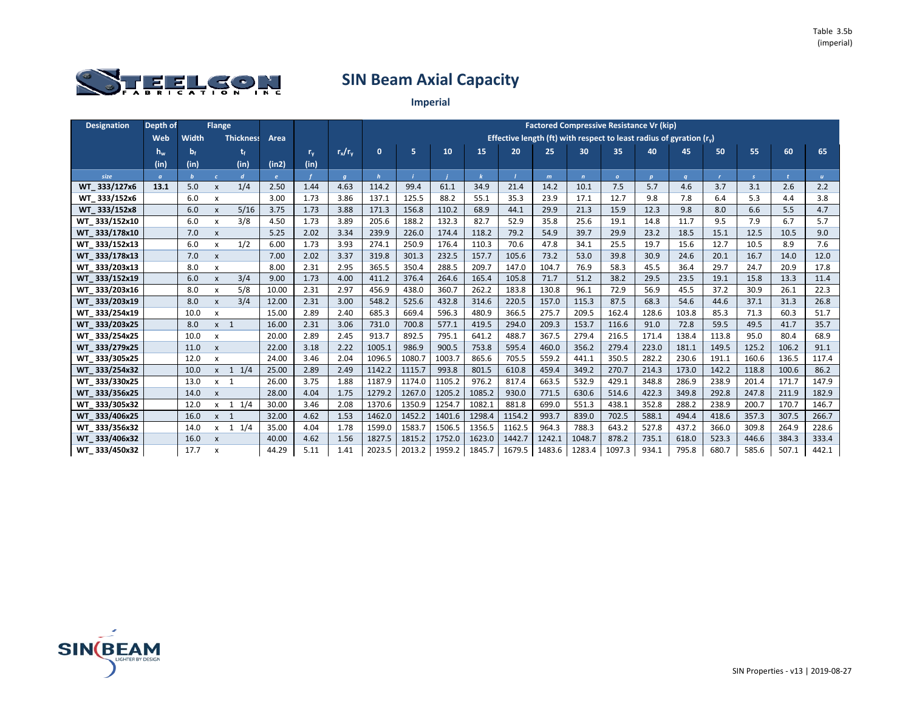Table 3.5b (imperial)

# SIN Beam Axial Capacity

## Imperial

| Designation | Depth of Web | Flange | | | Area | | | Factored Compressive Resistance Vr (kip) | | | | | | | | | | | | | |
|---|---|---|---|---|---|---|---|---|---|---|---|---|---|---|---|---|---|---|---|---|---|
| | | Width | | Thickness | | | | Effective length (ft) with respect to least radius of gyration ($r_y$) | | | | | | | | | | | | | |
| | $h_w$ | $b_f$ | | $t_f$ | | $r_y$ | $r_x/r_y$ | 0 | 5 | 10 | 15 | 20 | 25 | 30 | 35 | 40 | 45 | 50 | 55 | 60 | 65 |
| | (in) | (in) | | (in) | (in2) | (in) | | | | | | | | | | | | | | | |
| size | a | b | c | d | e | f | g | h | i | j | k | l | m | n | o | p | q | r | s | t | u |
| WT_333/127x6 | 13.1 | 5.0 | x | 1/4 | 2.50 | 1.44 | 4.63 | 114.2 | 99.4 | 61.1 | 34.9 | 21.4 | 14.2 | 10.1 | 7.5 | 5.7 | 4.6 | 3.7 | 3.1 | 2.6 | 2.2 |
| WT_333/152x6 | | 6.0 | x | | 3.00 | 1.73 | 3.86 | 137.1 | 125.5 | 88.2 | 55.1 | 35.3 | 23.9 | 17.1 | 12.7 | 9.8 | 7.8 | 6.4 | 5.3 | 4.4 | 3.8 |
| WT_333/152x8 | | 6.0 | x | 5/16 | 3.75 | 1.73 | 3.88 | 171.3 | 156.8 | 110.2 | 68.9 | 44.1 | 29.9 | 21.3 | 15.9 | 12.3 | 9.8 | 8.0 | 6.6 | 5.5 | 4.7 |
| WT_333/152x10 | | 6.0 | x | 3/8 | 4.50 | 1.73 | 3.89 | 205.6 | 188.2 | 132.3 | 82.7 | 52.9 | 35.8 | 25.6 | 19.1 | 14.8 | 11.7 | 9.5 | 7.9 | 6.7 | 5.7 |
| WT_333/178x10 | | 7.0 | x | | 5.25 | 2.02 | 3.34 | 239.9 | 226.0 | 174.4 | 118.2 | 79.2 | 54.9 | 39.7 | 29.9 | 23.2 | 18.5 | 15.1 | 12.5 | 10.5 | 9.0 |
| WT_333/152x13 | | 6.0 | x | 1/2 | 6.00 | 1.73 | 3.93 | 274.1 | 250.9 | 176.4 | 110.3 | 70.6 | 47.8 | 34.1 | 25.5 | 19.7 | 15.6 | 12.7 | 10.5 | 8.9 | 7.6 |
| WT_333/178x13 | | 7.0 | x | | 7.00 | 2.02 | 3.37 | 319.8 | 301.3 | 232.5 | 157.7 | 105.6 | 73.2 | 53.0 | 39.8 | 30.9 | 24.6 | 20.1 | 16.7 | 14.0 | 12.0 |
| WT_333/203x13 | | 8.0 | x | | 8.00 | 2.31 | 2.95 | 365.5 | 350.4 | 288.5 | 209.7 | 147.0 | 104.7 | 76.9 | 58.3 | 45.5 | 36.4 | 29.7 | 24.7 | 20.9 | 17.8 |
| WT_333/152x19 | | 6.0 | x | 3/4 | 9.00 | 1.73 | 4.00 | 411.2 | 376.4 | 264.6 | 165.4 | 105.8 | 71.7 | 51.2 | 38.2 | 29.5 | 23.5 | 19.1 | 15.8 | 13.3 | 11.4 |
| WT_333/203x16 | | 8.0 | x | 5/8 | 10.00 | 2.31 | 2.97 | 456.9 | 438.0 | 360.7 | 262.2 | 183.8 | 130.8 | 96.1 | 72.9 | 56.9 | 45.5 | 37.2 | 30.9 | 26.1 | 22.3 |
| WT_333/203x19 | | 8.0 | x | 3/4 | 12.00 | 2.31 | 3.00 | 548.2 | 525.6 | 432.8 | 314.6 | 220.5 | 157.0 | 115.3 | 87.5 | 68.3 | 54.6 | 44.6 | 37.1 | 31.3 | 26.8 |
| WT_333/254x19 | | 10.0 | x | | 15.00 | 2.89 | 2.40 | 685.3 | 669.4 | 596.3 | 480.9 | 366.5 | 275.7 | 209.5 | 162.4 | 128.6 | 103.8 | 85.3 | 71.3 | 60.3 | 51.7 |
| WT_333/203x25 | | 8.0 | x | 1 | 16.00 | 2.31 | 3.06 | 731.0 | 700.8 | 577.1 | 419.5 | 294.0 | 209.3 | 153.7 | 116.6 | 91.0 | 72.8 | 59.5 | 49.5 | 41.7 | 35.7 |
| WT_333/254x25 | | 10.0 | x | | 20.00 | 2.89 | 2.45 | 913.7 | 892.5 | 795.1 | 641.2 | 488.7 | 367.5 | 279.4 | 216.5 | 171.4 | 138.4 | 113.8 | 95.0 | 80.4 | 68.9 |
| WT_333/279x25 | | 11.0 | x | | 22.00 | 3.18 | 2.22 | 1005.1 | 986.9 | 900.5 | 753.8 | 595.4 | 460.0 | 356.2 | 279.4 | 223.0 | 181.1 | 149.5 | 125.2 | 106.2 | 91.1 |
| WT_333/305x25 | | 12.0 | x | | 24.00 | 3.46 | 2.04 | 1096.5 | 1080.7 | 1003.7 | 865.6 | 705.5 | 559.2 | 441.1 | 350.5 | 282.2 | 230.6 | 191.1 | 160.6 | 136.5 | 117.4 |
| WT_333/254x32 | | 10.0 | x | 1 1/4 | 25.00 | 2.89 | 2.49 | 1142.2 | 1115.7 | 993.8 | 801.5 | 610.8 | 459.4 | 349.2 | 270.7 | 214.3 | 173.0 | 142.2 | 118.8 | 100.6 | 86.2 |
| WT_333/330x25 | | 13.0 | x | 1 | 26.00 | 3.75 | 1.88 | 1187.9 | 1174.0 | 1105.2 | 976.2 | 817.4 | 663.5 | 532.9 | 429.1 | 348.8 | 286.9 | 238.9 | 201.4 | 171.7 | 147.9 |
| WT_333/356x25 | | 14.0 | x | | 28.00 | 4.04 | 1.75 | 1279.2 | 1267.0 | 1205.2 | 1085.2 | 930.0 | 771.5 | 630.6 | 514.6 | 422.3 | 349.8 | 292.8 | 247.8 | 211.9 | 182.9 |
| WT_333/305x32 | | 12.0 | x | 1 1/4 | 30.00 | 3.46 | 2.08 | 1370.6 | 1350.9 | 1254.7 | 1082.1 | 881.8 | 699.0 | 551.3 | 438.1 | 352.8 | 288.2 | 238.9 | 200.7 | 170.7 | 146.7 |
| WT_333/406x25 | | 16.0 | x | 1 | 32.00 | 4.62 | 1.53 | 1462.0 | 1452.2 | 1401.6 | 1298.4 | 1154.2 | 993.7 | 839.0 | 702.5 | 588.1 | 494.4 | 418.6 | 357.3 | 307.5 | 266.7 |
| WT_333/356x32 | | 14.0 | x | 1 1/4 | 35.00 | 4.04 | 1.78 | 1599.0 | 1583.7 | 1506.5 | 1356.5 | 1162.5 | 964.3 | 788.3 | 643.2 | 527.8 | 437.2 | 366.0 | 309.8 | 264.9 | 228.6 |
| WT_333/406x32 | | 16.0 | x | | 40.00 | 4.62 | 1.56 | 1827.5 | 1815.2 | 1752.0 | 1623.0 | 1442.7 | 1242.1 | 1048.7 | 878.2 | 735.1 | 618.0 | 523.3 | 446.6 | 384.3 | 333.4 |
| WT_333/450x32 | | 17.7 | x | | 44.29 | 5.11 | 1.41 | 2023.5 | 2013.2 | 1959.2 | 1845.7 | 1679.5 | 1483.6 | 1283.4 | 1097.3 | 934.1 | 795.8 | 680.7 | 585.6 | 507.1 | 442.1 |

SIN Properties - v13 | 2019-08-27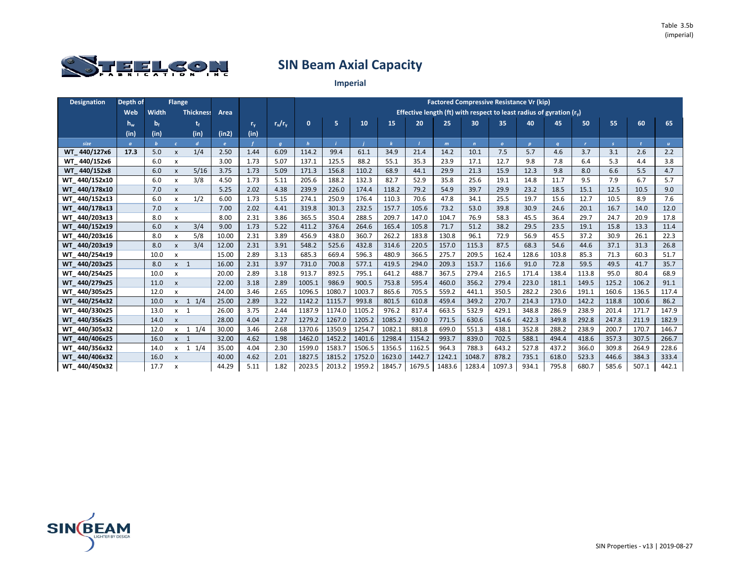Table 3.5b (imperial)

# SIN Beam Axial Capacity

## Imperial

| Designation | Depth of Web | Flange | | | Area | | | Factored Compressive Resistance Vr (kip) | | | | | | | | | | | | | |
|---|---|---|---|---|---|---|---|---|---|---|---|---|---|---|---|---|---|---|---|---|---|
| | | Width | | Thickness | | | | Effective length (ft) with respect to least radius of gyration ($r_y$) | | | | | | | | | | | | | |
| | $h_w$ | $b_f$ | | $t_f$ | | $r_y$ | $r_x/r_y$ | 0 | 5 | 10 | 15 | 20 | 25 | 30 | 35 | 40 | 45 | 50 | 55 | 60 | 65 |
| | (in) | (in) | | (in) | (in2) | (in) | | | | | | | | | | | | | | | |
| *size* | *a* | *b* | *c* | *d* | *e* | *f* | *g* | *h* | *i* | *j* | *k* | *l* | *m* | *n* | *o* | *p* | *q* | *r* | *s* | *t* | *u* |
| WT_440/127x6 | **17.3** | 5.0 | x | 1/4 | 2.50 | 1.44 | 6.09 | 114.2 | 99.4 | 61.1 | 34.9 | 21.4 | 14.2 | 10.1 | 7.5 | 5.7 | 4.6 | 3.7 | 3.1 | 2.6 | 2.2 |
| WT_440/152x6 | | 6.0 | x | | 3.00 | 1.73 | 5.07 | 137.1 | 125.5 | 88.2 | 55.1 | 35.3 | 23.9 | 17.1 | 12.7 | 9.8 | 7.8 | 6.4 | 5.3 | 4.4 | 3.8 |
| WT_440/152x8 | | 6.0 | x | 5/16 | 3.75 | 1.73 | 5.09 | 171.3 | 156.8 | 110.2 | 68.9 | 44.1 | 29.9 | 21.3 | 15.9 | 12.3 | 9.8 | 8.0 | 6.6 | 5.5 | 4.7 |
| WT_440/152x10 | | 6.0 | x | 3/8 | 4.50 | 1.73 | 5.11 | 205.6 | 188.2 | 132.3 | 82.7 | 52.9 | 35.8 | 25.6 | 19.1 | 14.8 | 11.7 | 9.5 | 7.9 | 6.7 | 5.7 |
| WT_440/178x10 | | 7.0 | x | | 5.25 | 2.02 | 4.38 | 239.9 | 226.0 | 174.4 | 118.2 | 79.2 | 54.9 | 39.7 | 29.9 | 23.2 | 18.5 | 15.1 | 12.5 | 10.5 | 9.0 |
| WT_440/152x13 | | 6.0 | x | 1/2 | 6.00 | 1.73 | 5.15 | 274.1 | 250.9 | 176.4 | 110.3 | 70.6 | 47.8 | 34.1 | 25.5 | 19.7 | 15.6 | 12.7 | 10.5 | 8.9 | 7.6 |
| WT_440/178x13 | | 7.0 | x | | 7.00 | 2.02 | 4.41 | 319.8 | 301.3 | 232.5 | 157.7 | 105.6 | 73.2 | 53.0 | 39.8 | 30.9 | 24.6 | 20.1 | 16.7 | 14.0 | 12.0 |
| WT_440/203x13 | | 8.0 | x | | 8.00 | 2.31 | 3.86 | 365.5 | 350.4 | 288.5 | 209.7 | 147.0 | 104.7 | 76.9 | 58.3 | 45.5 | 36.4 | 29.7 | 24.7 | 20.9 | 17.8 |
| WT_440/152x19 | | 6.0 | x | 3/4 | 9.00 | 1.73 | 5.22 | 411.2 | 376.4 | 264.6 | 165.4 | 105.8 | 71.7 | 51.2 | 38.2 | 29.5 | 23.5 | 19.1 | 15.8 | 13.3 | 11.4 |
| WT_440/203x16 | | 8.0 | x | 5/8 | 10.00 | 2.31 | 3.89 | 456.9 | 438.0 | 360.7 | 262.2 | 183.8 | 130.8 | 96.1 | 72.9 | 56.9 | 45.5 | 37.2 | 30.9 | 26.1 | 22.3 |
| WT_440/203x19 | | 8.0 | x | 3/4 | 12.00 | 2.31 | 3.91 | 548.2 | 525.6 | 432.8 | 314.6 | 220.5 | 157.0 | 115.3 | 87.5 | 68.3 | 54.6 | 44.6 | 37.1 | 31.3 | 26.8 |
| WT_440/254x19 | | 10.0 | x | | 15.00 | 2.89 | 3.13 | 685.3 | 669.4 | 596.3 | 480.9 | 366.5 | 275.7 | 209.5 | 162.4 | 128.6 | 103.8 | 85.3 | 71.3 | 60.3 | 51.7 |
| WT_440/203x25 | | 8.0 | x | 1 | 16.00 | 2.31 | 3.97 | 731.0 | 700.8 | 577.1 | 419.5 | 294.0 | 209.3 | 153.7 | 116.6 | 91.0 | 72.8 | 59.5 | 49.5 | 41.7 | 35.7 |
| WT_440/254x25 | | 10.0 | x | | 20.00 | 2.89 | 3.18 | 913.7 | 892.5 | 795.1 | 641.2 | 488.7 | 367.5 | 279.4 | 216.5 | 171.4 | 138.4 | 113.8 | 95.0 | 80.4 | 68.9 |
| WT_440/279x25 | | 11.0 | x | | 22.00 | 3.18 | 2.89 | 1005.1 | 986.9 | 900.5 | 753.8 | 595.4 | 460.0 | 356.2 | 279.4 | 223.0 | 181.1 | 149.5 | 125.2 | 106.2 | 91.1 |
| WT_440/305x25 | | 12.0 | x | | 24.00 | 3.46 | 2.65 | 1096.5 | 1080.7 | 1003.7 | 865.6 | 705.5 | 559.2 | 441.1 | 350.5 | 282.2 | 230.6 | 191.1 | 160.6 | 136.5 | 117.4 |
| WT_440/254x32 | | 10.0 | x | 1 1/4 | 25.00 | 2.89 | 3.22 | 1142.2 | 1115.7 | 993.8 | 801.5 | 610.8 | 459.4 | 349.2 | 270.7 | 214.3 | 173.0 | 142.2 | 118.8 | 100.6 | 86.2 |
| WT_440/330x25 | | 13.0 | x | 1 | 26.00 | 3.75 | 2.44 | 1187.9 | 1174.0 | 1105.2 | 976.2 | 817.4 | 663.5 | 532.9 | 429.1 | 348.8 | 286.9 | 238.9 | 201.4 | 171.7 | 147.9 |
| WT_440/356x25 | | 14.0 | x | | 28.00 | 4.04 | 2.27 | 1279.2 | 1267.0 | 1205.2 | 1085.2 | 930.0 | 771.5 | 630.6 | 514.6 | 422.3 | 349.8 | 292.8 | 247.8 | 211.9 | 182.9 |
| WT_440/305x32 | | 12.0 | x | 1 1/4 | 30.00 | 3.46 | 2.68 | 1370.6 | 1350.9 | 1254.7 | 1082.1 | 881.8 | 699.0 | 551.3 | 438.1 | 352.8 | 288.2 | 238.9 | 200.7 | 170.7 | 146.7 |
| WT_440/406x25 | | 16.0 | x | 1 | 32.00 | 4.62 | 1.98 | 1462.0 | 1452.2 | 1401.6 | 1298.4 | 1154.2 | 993.7 | 839.0 | 702.5 | 588.1 | 494.4 | 418.6 | 357.3 | 307.5 | 266.7 |
| WT_440/356x32 | | 14.0 | x | 1 1/4 | 35.00 | 4.04 | 2.30 | 1599.0 | 1583.7 | 1506.5 | 1356.5 | 1162.5 | 964.3 | 788.3 | 643.2 | 527.8 | 437.2 | 366.0 | 309.8 | 264.9 | 228.6 |
| WT_440/406x32 | | 16.0 | x | | 40.00 | 4.62 | 2.01 | 1827.5 | 1815.2 | 1752.0 | 1623.0 | 1442.7 | 1242.1 | 1048.7 | 878.2 | 735.1 | 618.0 | 523.3 | 446.6 | 384.3 | 333.4 |
| WT_440/450x32 | | 17.7 | x | | 44.29 | 5.11 | 1.82 | 2023.5 | 2013.2 | 1959.2 | 1845.7 | 1679.5 | 1483.6 | 1283.4 | 1097.3 | 934.1 | 795.8 | 680.7 | 585.6 | 507.1 | 442.1 |

SIN Properties - v13 | 2019-08-27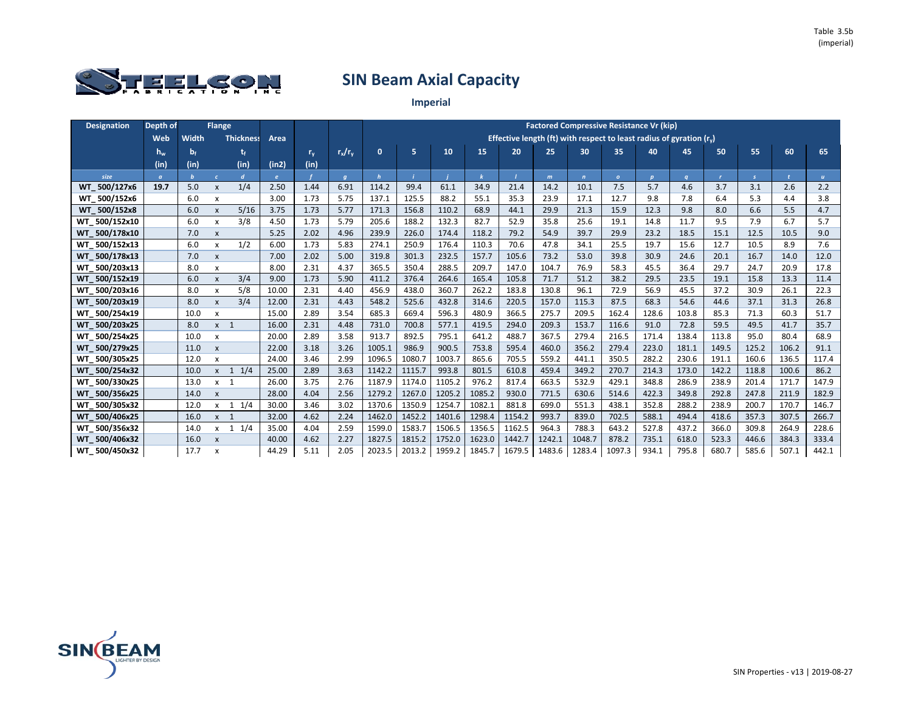Table 3.5b (imperial)

# SIN Beam Axial Capacity

## Imperial

| Designation | Depth of Web | Flange Width | | Flange Thickness | Area | | | Factored Compressive Resistance Vr (kip) — Effective length (ft) with respect to least radius of gyration ($r_y$) | | | | | | | | | | | | | |
|---|---|---|---|---|---|---|---|---|---|---|---|---|---|---|---|---|---|---|---|---|---|
| | $h_w$ | $b_f$ | | $t_f$ | | $r_y$ | $r_x/r_y$ | 0 | 5 | 10 | 15 | 20 | 25 | 30 | 35 | 40 | 45 | 50 | 55 | 60 | 65 |
| | (in) | (in) | | (in) | (in2) | (in) | | | | | | | | | | | | | | | |
| size | a | b | c | d | e | f | g | h | i | j | k | l | m | n | o | p | q | r | s | t | u |
| WT_ 500/127x6 | 19.7 | 5.0 | x | 1/4 | 2.50 | 1.44 | 6.91 | 114.2 | 99.4 | 61.1 | 34.9 | 21.4 | 14.2 | 10.1 | 7.5 | 5.7 | 4.6 | 3.7 | 3.1 | 2.6 | 2.2 |
| WT_ 500/152x6 | | 6.0 | x | | 3.00 | 1.73 | 5.75 | 137.1 | 125.5 | 88.2 | 55.1 | 35.3 | 23.9 | 17.1 | 12.7 | 9.8 | 7.8 | 6.4 | 5.3 | 4.4 | 3.8 |
| WT_ 500/152x8 | | 6.0 | x | 5/16 | 3.75 | 1.73 | 5.77 | 171.3 | 156.8 | 110.2 | 68.9 | 44.1 | 29.9 | 21.3 | 15.9 | 12.3 | 9.8 | 8.0 | 6.6 | 5.5 | 4.7 |
| WT_ 500/152x10 | | 6.0 | x | 3/8 | 4.50 | 1.73 | 5.79 | 205.6 | 188.2 | 132.3 | 82.7 | 52.9 | 35.8 | 25.6 | 19.1 | 14.8 | 11.7 | 9.5 | 7.9 | 6.7 | 5.7 |
| WT_ 500/178x10 | | 7.0 | x | | 5.25 | 2.02 | 4.96 | 239.9 | 226.0 | 174.4 | 118.2 | 79.2 | 54.9 | 39.7 | 29.9 | 23.2 | 18.5 | 15.1 | 12.5 | 10.5 | 9.0 |
| WT_ 500/152x13 | | 6.0 | x | 1/2 | 6.00 | 1.73 | 5.83 | 274.1 | 250.9 | 176.4 | 110.3 | 70.6 | 47.8 | 34.1 | 25.5 | 19.7 | 15.6 | 12.7 | 10.5 | 8.9 | 7.6 |
| WT_ 500/178x13 | | 7.0 | x | | 7.00 | 2.02 | 5.00 | 319.8 | 301.3 | 232.5 | 157.7 | 105.6 | 73.2 | 53.0 | 39.8 | 30.9 | 24.6 | 20.1 | 16.7 | 14.0 | 12.0 |
| WT_ 500/203x13 | | 8.0 | x | | 8.00 | 2.31 | 4.37 | 365.5 | 350.4 | 288.5 | 209.7 | 147.0 | 104.7 | 76.9 | 58.3 | 45.5 | 36.4 | 29.7 | 24.7 | 20.9 | 17.8 |
| WT_ 500/152x19 | | 6.0 | x | 3/4 | 9.00 | 1.73 | 5.90 | 411.2 | 376.4 | 264.6 | 165.4 | 105.8 | 71.7 | 51.2 | 38.2 | 29.5 | 23.5 | 19.1 | 15.8 | 13.3 | 11.4 |
| WT_ 500/203x16 | | 8.0 | x | 5/8 | 10.00 | 2.31 | 4.40 | 456.9 | 438.0 | 360.7 | 262.2 | 183.8 | 130.8 | 96.1 | 72.9 | 56.9 | 45.5 | 37.2 | 30.9 | 26.1 | 22.3 |
| WT_ 500/203x19 | | 8.0 | x | 3/4 | 12.00 | 2.31 | 4.43 | 548.2 | 525.6 | 432.8 | 314.6 | 220.5 | 157.0 | 115.3 | 87.5 | 68.3 | 54.6 | 44.6 | 37.1 | 31.3 | 26.8 |
| WT_ 500/254x19 | | 10.0 | x | | 15.00 | 2.89 | 3.54 | 685.3 | 669.4 | 596.3 | 480.9 | 366.5 | 275.7 | 209.5 | 162.4 | 128.6 | 103.8 | 85.3 | 71.3 | 60.3 | 51.7 |
| WT_ 500/203x25 | | 8.0 | x | 1 | 16.00 | 2.31 | 4.48 | 731.0 | 700.8 | 577.1 | 419.5 | 294.0 | 209.3 | 153.7 | 116.6 | 91.0 | 72.8 | 59.5 | 49.5 | 41.7 | 35.7 |
| WT_ 500/254x25 | | 10.0 | x | | 20.00 | 2.89 | 3.58 | 913.7 | 892.5 | 795.1 | 641.2 | 488.7 | 367.5 | 279.4 | 216.5 | 171.4 | 138.4 | 113.8 | 95.0 | 80.4 | 68.9 |
| WT_ 500/279x25 | | 11.0 | x | | 22.00 | 3.18 | 3.26 | 1005.1 | 986.9 | 900.5 | 753.8 | 595.4 | 460.0 | 356.2 | 279.4 | 223.0 | 181.1 | 149.5 | 125.2 | 106.2 | 91.1 |
| WT_ 500/305x25 | | 12.0 | x | | 24.00 | 3.46 | 2.99 | 1096.5 | 1080.7 | 1003.7 | 865.6 | 705.5 | 559.2 | 441.1 | 350.5 | 282.2 | 230.6 | 191.1 | 160.6 | 136.5 | 117.4 |
| WT_ 500/254x32 | | 10.0 | x | 1 1/4 | 25.00 | 2.89 | 3.63 | 1142.2 | 1115.7 | 993.8 | 801.5 | 610.8 | 459.4 | 349.2 | 270.7 | 214.3 | 173.0 | 142.2 | 118.8 | 100.6 | 86.2 |
| WT_ 500/330x25 | | 13.0 | x | 1 | 26.00 | 3.75 | 2.76 | 1187.9 | 1174.0 | 1105.2 | 976.2 | 817.4 | 663.5 | 532.9 | 429.1 | 348.8 | 286.9 | 238.9 | 201.4 | 171.7 | 147.9 |
| WT_ 500/356x25 | | 14.0 | x | | 28.00 | 4.04 | 2.56 | 1279.2 | 1267.0 | 1205.2 | 1085.2 | 930.0 | 771.5 | 630.6 | 514.6 | 422.3 | 349.8 | 292.8 | 247.8 | 211.9 | 182.9 |
| WT_ 500/305x32 | | 12.0 | x | 1 1/4 | 30.00 | 3.46 | 3.02 | 1370.6 | 1350.9 | 1254.7 | 1082.1 | 881.8 | 699.0 | 551.3 | 438.1 | 352.8 | 288.2 | 238.9 | 200.7 | 170.7 | 146.7 |
| WT_ 500/406x25 | | 16.0 | x | 1 | 32.00 | 4.62 | 2.24 | 1462.0 | 1452.2 | 1401.6 | 1298.4 | 1154.2 | 993.7 | 839.0 | 702.5 | 588.1 | 494.4 | 418.6 | 357.3 | 307.5 | 266.7 |
| WT_ 500/356x32 | | 14.0 | x | 1 1/4 | 35.00 | 4.04 | 2.59 | 1599.0 | 1583.7 | 1506.5 | 1356.5 | 1162.5 | 964.3 | 788.3 | 643.2 | 527.8 | 437.2 | 366.0 | 309.8 | 264.9 | 228.6 |
| WT_ 500/406x32 | | 16.0 | x | | 40.00 | 4.62 | 2.27 | 1827.5 | 1815.2 | 1752.0 | 1623.0 | 1442.7 | 1242.1 | 1048.7 | 878.2 | 735.1 | 618.0 | 523.3 | 446.6 | 384.3 | 333.4 |
| WT_ 500/450x32 | | 17.7 | x | | 44.29 | 5.11 | 2.05 | 2023.5 | 2013.2 | 1959.2 | 1845.7 | 1679.5 | 1483.6 | 1283.4 | 1097.3 | 934.1 | 795.8 | 680.7 | 585.6 | 507.1 | 442.1 |

SIN Properties - v13 | 2019-08-27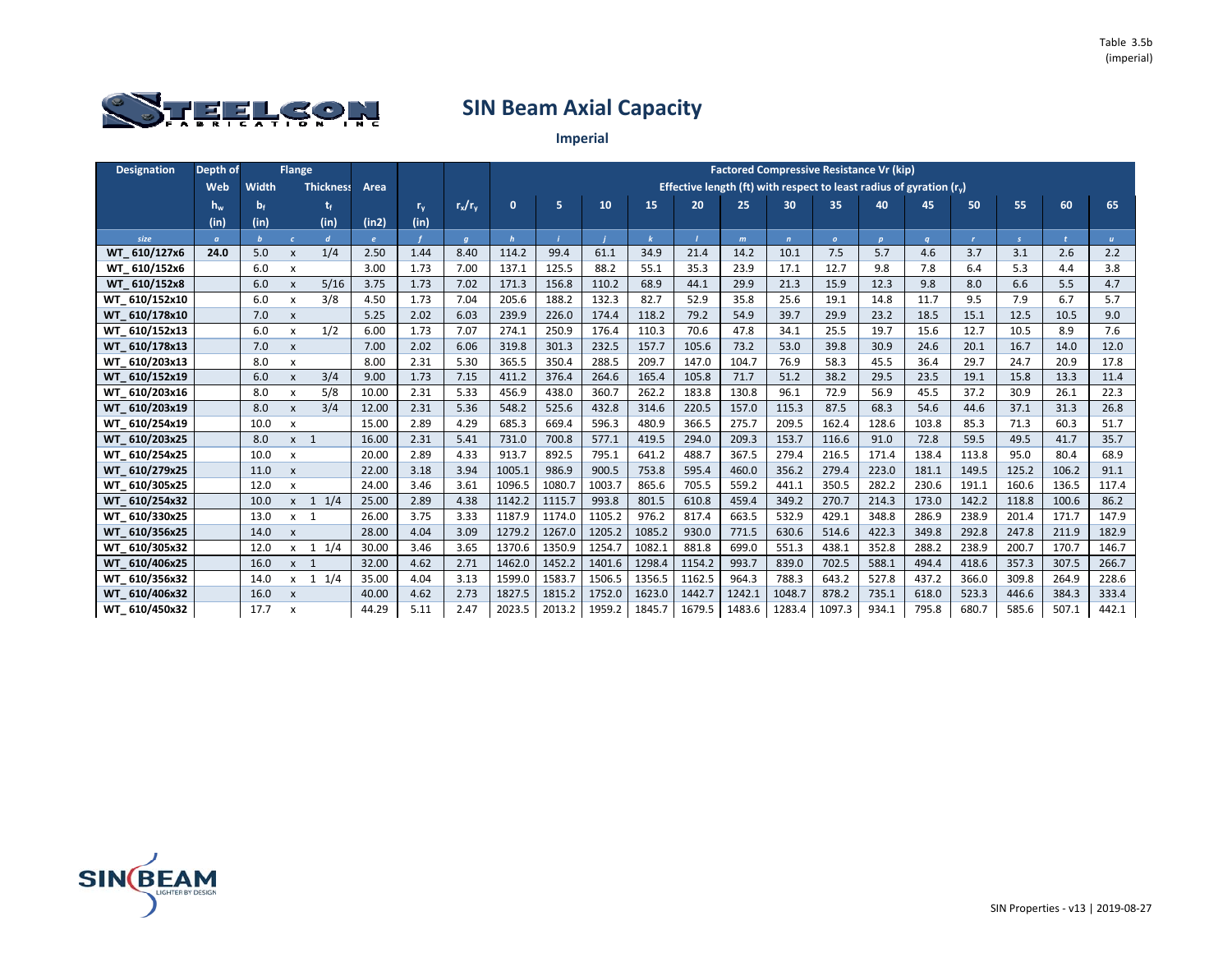Table 3.5b (imperial)

# SIN Beam Axial Capacity

## Imperial

| Designation | Depth of Web | Flange | | | Area | | | Factored Compressive Resistance Vr (kip) | | | | | | | | | | | | | |
|---|---|---|---|---|---|---|---|---|---|---|---|---|---|---|---|---|---|---|---|---|---|
| | | Width | | Thickness | | | | Effective length (ft) with respect to least radius of gyration ($r_y$) | | | | | | | | | | | | | |
| | $h_w$ | $b_f$ | | $t_f$ | | $r_y$ | $r_x/r_y$ | 0 | 5 | 10 | 15 | 20 | 25 | 30 | 35 | 40 | 45 | 50 | 55 | 60 | 65 |
| | (in) | (in) | | (in) | (in2) | (in) | | | | | | | | | | | | | | | |
| size | a | b | c | d | e | f | g | h | i | j | k | l | m | n | o | p | q | r | s | t | u |
| WT_610/127x6 | 24.0 | 5.0 | x | 1/4 | 2.50 | 1.44 | 8.40 | 114.2 | 99.4 | 61.1 | 34.9 | 21.4 | 14.2 | 10.1 | 7.5 | 5.7 | 4.6 | 3.7 | 3.1 | 2.6 | 2.2 |
| WT_610/152x6 | | 6.0 | x | | 3.00 | 1.73 | 7.00 | 137.1 | 125.5 | 88.2 | 55.1 | 35.3 | 23.9 | 17.1 | 12.7 | 9.8 | 7.8 | 6.4 | 5.3 | 4.4 | 3.8 |
| WT_610/152x8 | | 6.0 | x | 5/16 | 3.75 | 1.73 | 7.02 | 171.3 | 156.8 | 110.2 | 68.9 | 44.1 | 29.9 | 21.3 | 15.9 | 12.3 | 9.8 | 8.0 | 6.6 | 5.5 | 4.7 |
| WT_610/152x10 | | 6.0 | x | 3/8 | 4.50 | 1.73 | 7.04 | 205.6 | 188.2 | 132.3 | 82.7 | 52.9 | 35.8 | 25.6 | 19.1 | 14.8 | 11.7 | 9.5 | 7.9 | 6.7 | 5.7 |
| WT_610/178x10 | | 7.0 | x | | 5.25 | 2.02 | 6.03 | 239.9 | 226.0 | 174.4 | 118.2 | 79.2 | 54.9 | 39.7 | 29.9 | 23.2 | 18.5 | 15.1 | 12.5 | 10.5 | 9.0 |
| WT_610/152x13 | | 6.0 | x | 1/2 | 6.00 | 1.73 | 7.07 | 274.1 | 250.9 | 176.4 | 110.3 | 70.6 | 47.8 | 34.1 | 25.5 | 19.7 | 15.6 | 12.7 | 10.5 | 8.9 | 7.6 |
| WT_610/178x13 | | 7.0 | x | | 7.00 | 2.02 | 6.06 | 319.8 | 301.3 | 232.5 | 157.7 | 105.6 | 73.2 | 53.0 | 39.8 | 30.9 | 24.6 | 20.1 | 16.7 | 14.0 | 12.0 |
| WT_610/203x13 | | 8.0 | x | | 8.00 | 2.31 | 5.30 | 365.5 | 350.4 | 288.5 | 209.7 | 147.0 | 104.7 | 76.9 | 58.3 | 45.5 | 36.4 | 29.7 | 24.7 | 20.9 | 17.8 |
| WT_610/152x19 | | 6.0 | x | 3/4 | 9.00 | 1.73 | 7.15 | 411.2 | 376.4 | 264.6 | 165.4 | 105.8 | 71.7 | 51.2 | 38.2 | 29.5 | 23.5 | 19.1 | 15.8 | 13.3 | 11.4 |
| WT_610/203x16 | | 8.0 | x | 5/8 | 10.00 | 2.31 | 5.33 | 456.9 | 438.0 | 360.7 | 262.2 | 183.8 | 130.8 | 96.1 | 72.9 | 56.9 | 45.5 | 37.2 | 30.9 | 26.1 | 22.3 |
| WT_610/203x19 | | 8.0 | x | 3/4 | 12.00 | 2.31 | 5.36 | 548.2 | 525.6 | 432.8 | 314.6 | 220.5 | 157.0 | 115.3 | 87.5 | 68.3 | 54.6 | 44.6 | 37.1 | 31.3 | 26.8 |
| WT_610/254x19 | | 10.0 | x | | 15.00 | 2.89 | 4.29 | 685.3 | 669.4 | 596.3 | 480.9 | 366.5 | 275.7 | 209.5 | 162.4 | 128.6 | 103.8 | 85.3 | 71.3 | 60.3 | 51.7 |
| WT_610/203x25 | | 8.0 | x | 1 | 16.00 | 2.31 | 5.41 | 731.0 | 700.8 | 577.1 | 419.5 | 294.0 | 209.3 | 153.7 | 116.6 | 91.0 | 72.8 | 59.5 | 49.5 | 41.7 | 35.7 |
| WT_610/254x25 | | 10.0 | x | | 20.00 | 2.89 | 4.33 | 913.7 | 892.5 | 795.1 | 641.2 | 488.7 | 367.5 | 279.4 | 216.5 | 171.4 | 138.4 | 113.8 | 95.0 | 80.4 | 68.9 |
| WT_610/279x25 | | 11.0 | x | | 22.00 | 3.18 | 3.94 | 1005.1 | 986.9 | 900.5 | 753.8 | 595.4 | 460.0 | 356.2 | 279.4 | 223.0 | 181.1 | 149.5 | 125.2 | 106.2 | 91.1 |
| WT_610/305x25 | | 12.0 | x | | 24.00 | 3.46 | 3.61 | 1096.5 | 1080.7 | 1003.7 | 865.6 | 705.5 | 559.2 | 441.1 | 350.5 | 282.2 | 230.6 | 191.1 | 160.6 | 136.5 | 117.4 |
| WT_610/254x32 | | 10.0 | x | 1 1/4 | 25.00 | 2.89 | 4.38 | 1142.2 | 1115.7 | 993.8 | 801.5 | 610.8 | 459.4 | 349.2 | 270.7 | 214.3 | 173.0 | 142.2 | 118.8 | 100.6 | 86.2 |
| WT_610/330x25 | | 13.0 | x | 1 | 26.00 | 3.75 | 3.33 | 1187.9 | 1174.0 | 1105.2 | 976.2 | 817.4 | 663.5 | 532.9 | 429.1 | 348.8 | 286.9 | 238.9 | 201.4 | 171.7 | 147.9 |
| WT_610/356x25 | | 14.0 | x | | 28.00 | 4.04 | 3.09 | 1279.2 | 1267.0 | 1205.2 | 1085.2 | 930.0 | 771.5 | 630.6 | 514.6 | 422.3 | 349.8 | 292.8 | 247.8 | 211.9 | 182.9 |
| WT_610/305x32 | | 12.0 | x | 1 1/4 | 30.00 | 3.46 | 3.65 | 1370.6 | 1350.9 | 1254.7 | 1082.1 | 881.8 | 699.0 | 551.3 | 438.1 | 352.8 | 288.2 | 238.9 | 200.7 | 170.7 | 146.7 |
| WT_610/406x25 | | 16.0 | x | 1 | 32.00 | 4.62 | 2.71 | 1462.0 | 1452.2 | 1401.6 | 1298.4 | 1154.2 | 993.7 | 839.0 | 702.5 | 588.1 | 494.4 | 418.6 | 357.3 | 307.5 | 266.7 |
| WT_610/356x32 | | 14.0 | x | 1 1/4 | 35.00 | 4.04 | 3.13 | 1599.0 | 1583.7 | 1506.5 | 1356.5 | 1162.5 | 964.3 | 788.3 | 643.2 | 527.8 | 437.2 | 366.0 | 309.8 | 264.9 | 228.6 |
| WT_610/406x32 | | 16.0 | x | | 40.00 | 4.62 | 2.73 | 1827.5 | 1815.2 | 1752.0 | 1623.0 | 1442.7 | 1242.1 | 1048.7 | 878.2 | 735.1 | 618.0 | 523.3 | 446.6 | 384.3 | 333.4 |
| WT_610/450x32 | | 17.7 | x | | 44.29 | 5.11 | 2.47 | 2023.5 | 2013.2 | 1959.2 | 1845.7 | 1679.5 | 1483.6 | 1283.4 | 1097.3 | 934.1 | 795.8 | 680.7 | 585.6 | 507.1 | 442.1 |

SIN Properties - v13 | 2019-08-27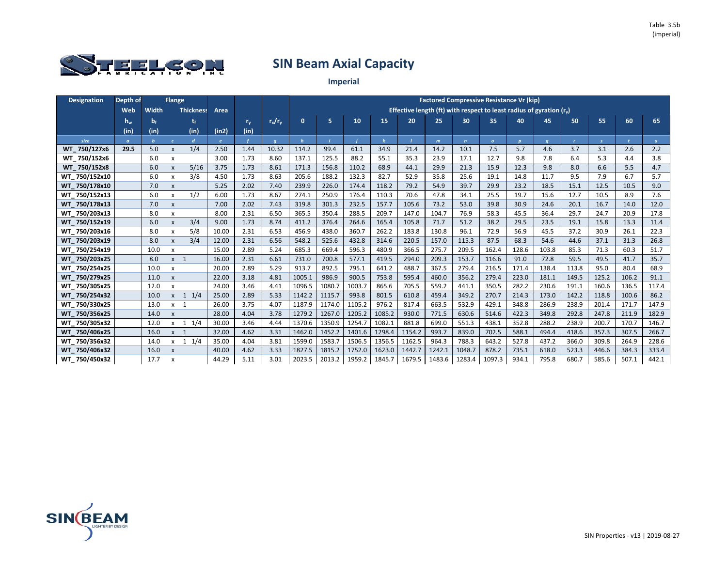Table 3.5b (imperial)

# SIN Beam Axial Capacity

## Imperial

| Designation | Depth of Web | Flange | | | Area | | | Factored Compressive Resistance Vr (kip) | | | | | | | | | | | | | |
|---|---|---|---|---|---|---|---|---|---|---|---|---|---|---|---|---|---|---|---|---|---|
| | | Width | | Thickness | | | | Effective length (ft) with respect to least radius of gyration ($r_y$) | | | | | | | | | | | | | |
| | $h_w$ | $b_f$ | | $t_f$ | | $r_y$ | $r_x/r_y$ | 0 | 5 | 10 | 15 | 20 | 25 | 30 | 35 | 40 | 45 | 50 | 55 | 60 | 65 |
| | (in) | (in) | | (in) | (in2) | (in) | | | | | | | | | | | | | | | |
| size | a | b | c | d | e | f | g | h | i | j | k | l | m | n | o | p | q | r | s | t | u |
| WT_750/127x6 | 29.5 | 5.0 | x | 1/4 | 2.50 | 1.44 | 10.32 | 114.2 | 99.4 | 61.1 | 34.9 | 21.4 | 14.2 | 10.1 | 7.5 | 5.7 | 4.6 | 3.7 | 3.1 | 2.6 | 2.2 |
| WT_750/152x6 | | 6.0 | x | | 3.00 | 1.73 | 8.60 | 137.1 | 125.5 | 88.2 | 55.1 | 35.3 | 23.9 | 17.1 | 12.7 | 9.8 | 7.8 | 6.4 | 5.3 | 4.4 | 3.8 |
| WT_750/152x8 | | 6.0 | x | 5/16 | 3.75 | 1.73 | 8.61 | 171.3 | 156.8 | 110.2 | 68.9 | 44.1 | 29.9 | 21.3 | 15.9 | 12.3 | 9.8 | 8.0 | 6.6 | 5.5 | 4.7 |
| WT_750/152x10 | | 6.0 | x | 3/8 | 4.50 | 1.73 | 8.63 | 205.6 | 188.2 | 132.3 | 82.7 | 52.9 | 35.8 | 25.6 | 19.1 | 14.8 | 11.7 | 9.5 | 7.9 | 6.7 | 5.7 |
| WT_750/178x10 | | 7.0 | x | | 5.25 | 2.02 | 7.40 | 239.9 | 226.0 | 174.4 | 118.2 | 79.2 | 54.9 | 39.7 | 29.9 | 23.2 | 18.5 | 15.1 | 12.5 | 10.5 | 9.0 |
| WT_750/152x13 | | 6.0 | x | 1/2 | 6.00 | 1.73 | 8.67 | 274.1 | 250.9 | 176.4 | 110.3 | 70.6 | 47.8 | 34.1 | 25.5 | 19.7 | 15.6 | 12.7 | 10.5 | 8.9 | 7.6 |
| WT_750/178x13 | | 7.0 | x | | 7.00 | 2.02 | 7.43 | 319.8 | 301.3 | 232.5 | 157.7 | 105.6 | 73.2 | 53.0 | 39.8 | 30.9 | 24.6 | 20.1 | 16.7 | 14.0 | 12.0 |
| WT_750/203x13 | | 8.0 | x | | 8.00 | 2.31 | 6.50 | 365.5 | 350.4 | 288.5 | 209.7 | 147.0 | 104.7 | 76.9 | 58.3 | 45.5 | 36.4 | 29.7 | 24.7 | 20.9 | 17.8 |
| WT_750/152x19 | | 6.0 | x | 3/4 | 9.00 | 1.73 | 8.74 | 411.2 | 376.4 | 264.6 | 165.4 | 105.8 | 71.7 | 51.2 | 38.2 | 29.5 | 23.5 | 19.1 | 15.8 | 13.3 | 11.4 |
| WT_750/203x16 | | 8.0 | x | 5/8 | 10.00 | 2.31 | 6.53 | 456.9 | 438.0 | 360.7 | 262.2 | 183.8 | 130.8 | 96.1 | 72.9 | 56.9 | 45.5 | 37.2 | 30.9 | 26.1 | 22.3 |
| WT_750/203x19 | | 8.0 | x | 3/4 | 12.00 | 2.31 | 6.56 | 548.2 | 525.6 | 432.8 | 314.6 | 220.5 | 157.0 | 115.3 | 87.5 | 68.3 | 54.6 | 44.6 | 37.1 | 31.3 | 26.8 |
| WT_750/254x19 | | 10.0 | x | | 15.00 | 2.89 | 5.24 | 685.3 | 669.4 | 596.3 | 480.9 | 366.5 | 275.7 | 209.5 | 162.4 | 128.6 | 103.8 | 85.3 | 71.3 | 60.3 | 51.7 |
| WT_750/203x25 | | 8.0 | x | 1 | 16.00 | 2.31 | 6.61 | 731.0 | 700.8 | 577.1 | 419.5 | 294.0 | 209.3 | 153.7 | 116.6 | 91.0 | 72.8 | 59.5 | 49.5 | 41.7 | 35.7 |
| WT_750/254x25 | | 10.0 | x | | 20.00 | 2.89 | 5.29 | 913.7 | 892.5 | 795.1 | 641.2 | 488.7 | 367.5 | 279.4 | 216.5 | 171.4 | 138.4 | 113.8 | 95.0 | 80.4 | 68.9 |
| WT_750/279x25 | | 11.0 | x | | 22.00 | 3.18 | 4.81 | 1005.1 | 986.9 | 900.5 | 753.8 | 595.4 | 460.0 | 356.2 | 279.4 | 223.0 | 181.1 | 149.5 | 125.2 | 106.2 | 91.1 |
| WT_750/305x25 | | 12.0 | x | | 24.00 | 3.46 | 4.41 | 1096.5 | 1080.7 | 1003.7 | 865.6 | 705.5 | 559.2 | 441.1 | 350.5 | 282.2 | 230.6 | 191.1 | 160.6 | 136.5 | 117.4 |
| WT_750/254x32 | | 10.0 | x | 1 1/4 | 25.00 | 2.89 | 5.33 | 1142.2 | 1115.7 | 993.8 | 801.5 | 610.8 | 459.4 | 349.2 | 270.7 | 214.3 | 173.0 | 142.2 | 118.8 | 100.6 | 86.2 |
| WT_750/330x25 | | 13.0 | x | 1 | 26.00 | 3.75 | 4.07 | 1187.9 | 1174.0 | 1105.2 | 976.2 | 817.4 | 663.5 | 532.9 | 429.1 | 348.8 | 286.9 | 238.9 | 201.4 | 171.7 | 147.9 |
| WT_750/356x25 | | 14.0 | x | | 28.00 | 4.04 | 3.78 | 1279.2 | 1267.0 | 1205.2 | 1085.2 | 930.0 | 771.5 | 630.6 | 514.6 | 422.3 | 349.8 | 292.8 | 247.8 | 211.9 | 182.9 |
| WT_750/305x32 | | 12.0 | x | 1 1/4 | 30.00 | 3.46 | 4.44 | 1370.6 | 1350.9 | 1254.7 | 1082.1 | 881.8 | 699.0 | 551.3 | 438.1 | 352.8 | 288.2 | 238.9 | 200.7 | 170.7 | 146.7 |
| WT_750/406x25 | | 16.0 | x | 1 | 32.00 | 4.62 | 3.31 | 1462.0 | 1452.2 | 1401.6 | 1298.4 | 1154.2 | 993.7 | 839.0 | 702.5 | 588.1 | 494.4 | 418.6 | 357.3 | 307.5 | 266.7 |
| WT_750/356x32 | | 14.0 | x | 1 1/4 | 35.00 | 4.04 | 3.81 | 1599.0 | 1583.7 | 1506.5 | 1356.5 | 1162.5 | 964.3 | 788.3 | 643.2 | 527.8 | 437.2 | 366.0 | 309.8 | 264.9 | 228.6 |
| WT_750/406x32 | | 16.0 | x | | 40.00 | 4.62 | 3.33 | 1827.5 | 1815.2 | 1752.0 | 1623.0 | 1442.7 | 1242.1 | 1048.7 | 878.2 | 735.1 | 618.0 | 523.3 | 446.6 | 384.3 | 333.4 |
| WT_750/450x32 | | 17.7 | x | | 44.29 | 5.11 | 3.01 | 2023.5 | 2013.2 | 1959.2 | 1845.7 | 1679.5 | 1483.6 | 1283.4 | 1097.3 | 934.1 | 795.8 | 680.7 | 585.6 | 507.1 | 442.1 |

SIN Properties - v13 | 2019-08-27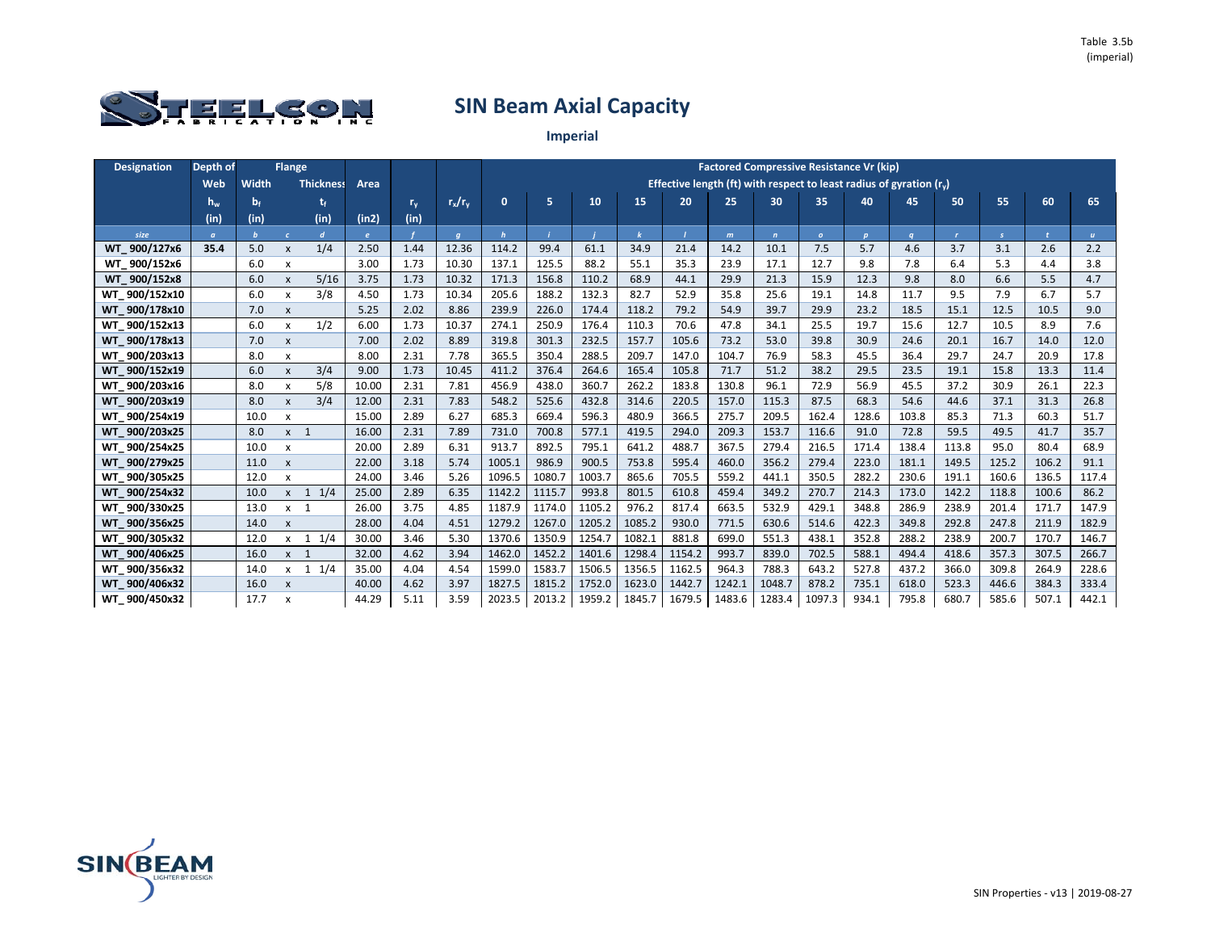Table 3.5b
(imperial)

# SIN Beam Axial Capacity

## Imperial

| Designation | Depth of Web | Flange | | | Area | | | Factored Compressive Resistance Vr (kip) | | | | | | | | | | | | | |
|---|---|---|---|---|---|---|---|---|---|---|---|---|---|---|---|---|---|---|---|---|---|
| | | Width | | Thickness | | | | Effective length (ft) with respect to least radius of gyration ($r_y$) | | | | | | | | | | | | | |
| | $h_w$ | $b_f$ | | $t_f$ | | $r_y$ | $r_x/r_y$ | 0 | 5 | 10 | 15 | 20 | 25 | 30 | 35 | 40 | 45 | 50 | 55 | 60 | 65 |
| | (in) | (in) | | (in) | (in2) | (in) | | | | | | | | | | | | | | | |
| size | a | b | c | d | e | f | g | h | i | j | k | l | m | n | o | p | q | r | s | t | u |
| WT_900/127x6 | 35.4 | 5.0 | x | 1/4 | 2.50 | 1.44 | 12.36 | 114.2 | 99.4 | 61.1 | 34.9 | 21.4 | 14.2 | 10.1 | 7.5 | 5.7 | 4.6 | 3.7 | 3.1 | 2.6 | 2.2 |
| WT_900/152x6 | | 6.0 | x | | 3.00 | 1.73 | 10.30 | 137.1 | 125.5 | 88.2 | 55.1 | 35.3 | 23.9 | 17.1 | 12.7 | 9.8 | 7.8 | 6.4 | 5.3 | 4.4 | 3.8 |
| WT_900/152x8 | | 6.0 | x | 5/16 | 3.75 | 1.73 | 10.32 | 171.3 | 156.8 | 110.2 | 68.9 | 44.1 | 29.9 | 21.3 | 15.9 | 12.3 | 9.8 | 8.0 | 6.6 | 5.5 | 4.7 |
| WT_900/152x10 | | 6.0 | x | 3/8 | 4.50 | 1.73 | 10.34 | 205.6 | 188.2 | 132.3 | 82.7 | 52.9 | 35.8 | 25.6 | 19.1 | 14.8 | 11.7 | 9.5 | 7.9 | 6.7 | 5.7 |
| WT_900/178x10 | | 7.0 | x | | 5.25 | 2.02 | 8.86 | 239.9 | 226.0 | 174.4 | 118.2 | 79.2 | 54.9 | 39.7 | 29.9 | 23.2 | 18.5 | 15.1 | 12.5 | 10.5 | 9.0 |
| WT_900/152x13 | | 6.0 | x | 1/2 | 6.00 | 1.73 | 10.37 | 274.1 | 250.9 | 176.4 | 110.3 | 70.6 | 47.8 | 34.1 | 25.5 | 19.7 | 15.6 | 12.7 | 10.5 | 8.9 | 7.6 |
| WT_900/178x13 | | 7.0 | x | | 7.00 | 2.02 | 8.89 | 319.8 | 301.3 | 232.5 | 157.7 | 105.6 | 73.2 | 53.0 | 39.8 | 30.9 | 24.6 | 20.1 | 16.7 | 14.0 | 12.0 |
| WT_900/203x13 | | 8.0 | x | | 8.00 | 2.31 | 7.78 | 365.5 | 350.4 | 288.5 | 209.7 | 147.0 | 104.7 | 76.9 | 58.3 | 45.5 | 36.4 | 29.7 | 24.7 | 20.9 | 17.8 |
| WT_900/152x19 | | 6.0 | x | 3/4 | 9.00 | 1.73 | 10.45 | 411.2 | 376.4 | 264.6 | 165.4 | 105.8 | 71.7 | 51.2 | 38.2 | 29.5 | 23.5 | 19.1 | 15.8 | 13.3 | 11.4 |
| WT_900/203x16 | | 8.0 | x | 5/8 | 10.00 | 2.31 | 7.81 | 456.9 | 438.0 | 360.7 | 262.2 | 183.8 | 130.8 | 96.1 | 72.9 | 56.9 | 45.5 | 37.2 | 30.9 | 26.1 | 22.3 |
| WT_900/203x19 | | 8.0 | x | 3/4 | 12.00 | 2.31 | 7.83 | 548.2 | 525.6 | 432.8 | 314.6 | 220.5 | 157.0 | 115.3 | 87.5 | 68.3 | 54.6 | 44.6 | 37.1 | 31.3 | 26.8 |
| WT_900/254x19 | | 10.0 | x | | 15.00 | 2.89 | 6.27 | 685.3 | 669.4 | 596.3 | 480.9 | 366.5 | 275.7 | 209.5 | 162.4 | 128.6 | 103.8 | 85.3 | 71.3 | 60.3 | 51.7 |
| WT_900/203x25 | | 8.0 | x | 1 | 16.00 | 2.31 | 7.89 | 731.0 | 700.8 | 577.1 | 419.5 | 294.0 | 209.3 | 153.7 | 116.6 | 91.0 | 72.8 | 59.5 | 49.5 | 41.7 | 35.7 |
| WT_900/254x25 | | 10.0 | x | | 20.00 | 2.89 | 6.31 | 913.7 | 892.5 | 795.1 | 641.2 | 488.7 | 367.5 | 279.4 | 216.5 | 171.4 | 138.4 | 113.8 | 95.0 | 80.4 | 68.9 |
| WT_900/279x25 | | 11.0 | x | | 22.00 | 3.18 | 5.74 | 1005.1 | 986.9 | 900.5 | 753.8 | 595.4 | 460.0 | 356.2 | 279.4 | 223.0 | 181.1 | 149.5 | 125.2 | 106.2 | 91.1 |
| WT_900/305x25 | | 12.0 | x | | 24.00 | 3.46 | 5.26 | 1096.5 | 1080.7 | 1003.7 | 865.6 | 705.5 | 559.2 | 441.1 | 350.5 | 282.2 | 230.6 | 191.1 | 160.6 | 136.5 | 117.4 |
| WT_900/254x32 | | 10.0 | x | 1 1/4 | 25.00 | 2.89 | 6.35 | 1142.2 | 1115.7 | 993.8 | 801.5 | 610.8 | 459.4 | 349.2 | 270.7 | 214.3 | 173.0 | 142.2 | 118.8 | 100.6 | 86.2 |
| WT_900/330x25 | | 13.0 | x | 1 | 26.00 | 3.75 | 4.85 | 1187.9 | 1174.0 | 1105.2 | 976.2 | 817.4 | 663.5 | 532.9 | 429.1 | 348.8 | 286.9 | 238.9 | 201.4 | 171.7 | 147.9 |
| WT_900/356x25 | | 14.0 | x | | 28.00 | 4.04 | 4.51 | 1279.2 | 1267.0 | 1205.2 | 1085.2 | 930.0 | 771.5 | 630.6 | 514.6 | 422.3 | 349.8 | 292.8 | 247.8 | 211.9 | 182.9 |
| WT_900/305x32 | | 12.0 | x | 1 1/4 | 30.00 | 3.46 | 5.30 | 1370.6 | 1350.9 | 1254.7 | 1082.1 | 881.8 | 699.0 | 551.3 | 438.1 | 352.8 | 288.2 | 238.9 | 200.7 | 170.7 | 146.7 |
| WT_900/406x25 | | 16.0 | x | 1 | 32.00 | 4.62 | 3.94 | 1462.0 | 1452.2 | 1401.6 | 1298.4 | 1154.2 | 993.7 | 839.0 | 702.5 | 588.1 | 494.4 | 418.6 | 357.3 | 307.5 | 266.7 |
| WT_900/356x32 | | 14.0 | x | 1 1/4 | 35.00 | 4.04 | 4.54 | 1599.0 | 1583.7 | 1506.5 | 1356.5 | 1162.5 | 964.3 | 788.3 | 643.2 | 527.8 | 437.2 | 366.0 | 309.8 | 264.9 | 228.6 |
| WT_900/406x32 | | 16.0 | x | | 40.00 | 4.62 | 3.97 | 1827.5 | 1815.2 | 1752.0 | 1623.0 | 1442.7 | 1242.1 | 1048.7 | 878.2 | 735.1 | 618.0 | 523.3 | 446.6 | 384.3 | 333.4 |
| WT_900/450x32 | | 17.7 | x | | 44.29 | 5.11 | 3.59 | 2023.5 | 2013.2 | 1959.2 | 1845.7 | 1679.5 | 1483.6 | 1283.4 | 1097.3 | 934.1 | 795.8 | 680.7 | 585.6 | 507.1 | 442.1 |

SIN Properties - v13 | 2019-08-27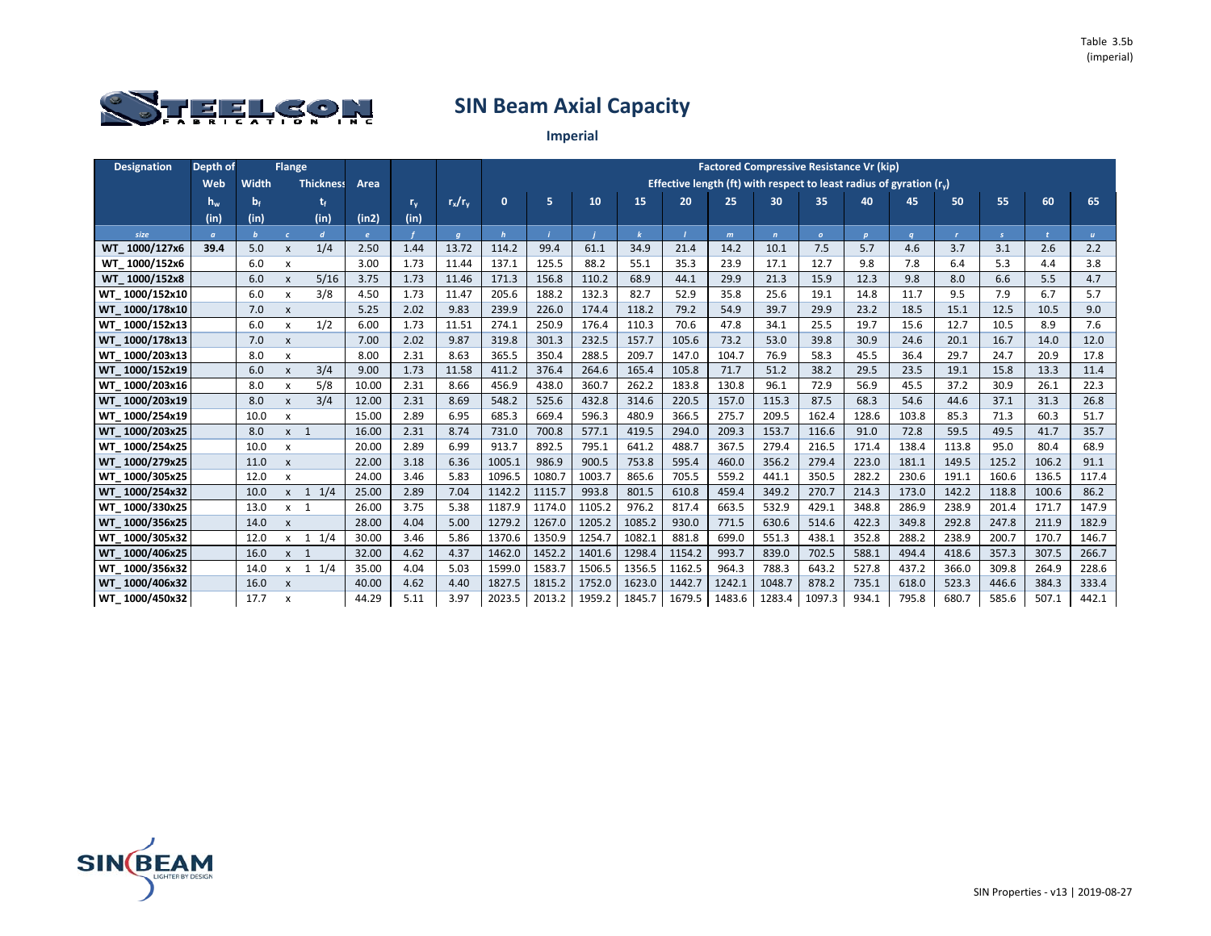Table 3.5b
(imperial)

# SIN Beam Axial Capacity

## Imperial

| Designation | Depth of Web | Flange | | | Area | | | Factored Compressive Resistance Vr (kip) | | | | | | | | | | | | | |
|---|---|---|---|---|---|---|---|---|---|---|---|---|---|---|---|---|---|---|---|---|---|
| | | Width | | Thickness | | | | Effective length (ft) with respect to least radius of gyration ($r_y$) | | | | | | | | | | | | | |
| | $h_w$ | $b_f$ | | $t_f$ | | $r_y$ | $r_x/r_y$ | 0 | 5 | 10 | 15 | 20 | 25 | 30 | 35 | 40 | 45 | 50 | 55 | 60 | 65 |
| | (in) | (in) | | (in) | (in2) | (in) | | | | | | | | | | | | | | | |
| *size* | *a* | *b* | *c* | *d* | *e* | *f* | *g* | *h* | *i* | *j* | *k* | *l* | *m* | *n* | *o* | *p* | *q* | *r* | *s* | *t* | *u* |
| WT_1000/127x6 | 39.4 | 5.0 | x | 1/4 | 2.50 | 1.44 | 13.72 | 114.2 | 99.4 | 61.1 | 34.9 | 21.4 | 14.2 | 10.1 | 7.5 | 5.7 | 4.6 | 3.7 | 3.1 | 2.6 | 2.2 |
| WT_1000/152x6 | | 6.0 | x | | 3.00 | 1.73 | 11.44 | 137.1 | 125.5 | 88.2 | 55.1 | 35.3 | 23.9 | 17.1 | 12.7 | 9.8 | 7.8 | 6.4 | 5.3 | 4.4 | 3.8 |
| WT_1000/152x8 | | 6.0 | x | 5/16 | 3.75 | 1.73 | 11.46 | 171.3 | 156.8 | 110.2 | 68.9 | 44.1 | 29.9 | 21.3 | 15.9 | 12.3 | 9.8 | 8.0 | 6.6 | 5.5 | 4.7 |
| WT_1000/152x10 | | 6.0 | x | 3/8 | 4.50 | 1.73 | 11.47 | 205.6 | 188.2 | 132.3 | 82.7 | 52.9 | 35.8 | 25.6 | 19.1 | 14.8 | 11.7 | 9.5 | 7.9 | 6.7 | 5.7 |
| WT_1000/178x10 | | 7.0 | x | | 5.25 | 2.02 | 9.83 | 239.9 | 226.0 | 174.4 | 118.2 | 79.2 | 54.9 | 39.7 | 29.9 | 23.2 | 18.5 | 15.1 | 12.5 | 10.5 | 9.0 |
| WT_1000/152x13 | | 6.0 | x | 1/2 | 6.00 | 1.73 | 11.51 | 274.1 | 250.9 | 176.4 | 110.3 | 70.6 | 47.8 | 34.1 | 25.5 | 19.7 | 15.6 | 12.7 | 10.5 | 8.9 | 7.6 |
| WT_1000/178x13 | | 7.0 | x | | 7.00 | 2.02 | 9.87 | 319.8 | 301.3 | 232.5 | 157.7 | 105.6 | 73.2 | 53.0 | 39.8 | 30.9 | 24.6 | 20.1 | 16.7 | 14.0 | 12.0 |
| WT_1000/203x13 | | 8.0 | x | | 8.00 | 2.31 | 8.63 | 365.5 | 350.4 | 288.5 | 209.7 | 147.0 | 104.7 | 76.9 | 58.3 | 45.5 | 36.4 | 29.7 | 24.7 | 20.9 | 17.8 |
| WT_1000/152x19 | | 6.0 | x | 3/4 | 9.00 | 1.73 | 11.58 | 411.2 | 376.4 | 264.6 | 165.4 | 105.8 | 71.7 | 51.2 | 38.2 | 29.5 | 23.5 | 19.1 | 15.8 | 13.3 | 11.4 |
| WT_1000/203x16 | | 8.0 | x | 5/8 | 10.00 | 2.31 | 8.66 | 456.9 | 438.0 | 360.7 | 262.2 | 183.8 | 130.8 | 96.1 | 72.9 | 56.9 | 45.5 | 37.2 | 30.9 | 26.1 | 22.3 |
| WT_1000/203x19 | | 8.0 | x | 3/4 | 12.00 | 2.31 | 8.69 | 548.2 | 525.6 | 432.8 | 314.6 | 220.5 | 157.0 | 115.3 | 87.5 | 68.3 | 54.6 | 44.6 | 37.1 | 31.3 | 26.8 |
| WT_1000/254x19 | | 10.0 | x | | 15.00 | 2.89 | 6.95 | 685.3 | 669.4 | 596.3 | 480.9 | 366.5 | 275.7 | 209.5 | 162.4 | 128.6 | 103.8 | 85.3 | 71.3 | 60.3 | 51.7 |
| WT_1000/203x25 | | 8.0 | x | 1 | 16.00 | 2.31 | 8.74 | 731.0 | 700.8 | 577.1 | 419.5 | 294.0 | 209.3 | 153.7 | 116.6 | 91.0 | 72.8 | 59.5 | 49.5 | 41.7 | 35.7 |
| WT_1000/254x25 | | 10.0 | x | | 20.00 | 2.89 | 6.99 | 913.7 | 892.5 | 795.1 | 641.2 | 488.7 | 367.5 | 279.4 | 216.5 | 171.4 | 138.4 | 113.8 | 95.0 | 80.4 | 68.9 |
| WT_1000/279x25 | | 11.0 | x | | 22.00 | 3.18 | 6.36 | 1005.1 | 986.9 | 900.5 | 753.8 | 595.4 | 460.0 | 356.2 | 279.4 | 223.0 | 181.1 | 149.5 | 125.2 | 106.2 | 91.1 |
| WT_1000/305x25 | | 12.0 | x | | 24.00 | 3.46 | 5.83 | 1096.5 | 1080.7 | 1003.7 | 865.6 | 705.5 | 559.2 | 441.1 | 350.5 | 282.2 | 230.6 | 191.1 | 160.6 | 136.5 | 117.4 |
| WT_1000/254x32 | | 10.0 | x | 1 1/4 | 25.00 | 2.89 | 7.04 | 1142.2 | 1115.7 | 993.8 | 801.5 | 610.8 | 459.4 | 349.2 | 270.7 | 214.3 | 173.0 | 142.2 | 118.8 | 100.6 | 86.2 |
| WT_1000/330x25 | | 13.0 | x | 1 | 26.00 | 3.75 | 5.38 | 1187.9 | 1174.0 | 1105.2 | 976.2 | 817.4 | 663.5 | 532.9 | 429.1 | 348.8 | 286.9 | 238.9 | 201.4 | 171.7 | 147.9 |
| WT_1000/356x25 | | 14.0 | x | | 28.00 | 4.04 | 5.00 | 1279.2 | 1267.0 | 1205.2 | 1085.2 | 930.0 | 771.5 | 630.6 | 514.6 | 422.3 | 349.8 | 292.8 | 247.8 | 211.9 | 182.9 |
| WT_1000/305x32 | | 12.0 | x | 1 1/4 | 30.00 | 3.46 | 5.86 | 1370.6 | 1350.9 | 1254.7 | 1082.1 | 881.8 | 699.0 | 551.3 | 438.1 | 352.8 | 288.2 | 238.9 | 200.7 | 170.7 | 146.7 |
| WT_1000/406x25 | | 16.0 | x | 1 | 32.00 | 4.62 | 4.37 | 1462.0 | 1452.2 | 1401.6 | 1298.4 | 1154.2 | 993.7 | 839.0 | 702.5 | 588.1 | 494.4 | 418.6 | 357.3 | 307.5 | 266.7 |
| WT_1000/356x32 | | 14.0 | x | 1 1/4 | 35.00 | 4.04 | 5.03 | 1599.0 | 1583.7 | 1506.5 | 1356.5 | 1162.5 | 964.3 | 788.3 | 643.2 | 527.8 | 437.2 | 366.0 | 309.8 | 264.9 | 228.6 |
| WT_1000/406x32 | | 16.0 | x | | 40.00 | 4.62 | 4.40 | 1827.5 | 1815.2 | 1752.0 | 1623.0 | 1442.7 | 1242.1 | 1048.7 | 878.2 | 735.1 | 618.0 | 523.3 | 446.6 | 384.3 | 333.4 |
| WT_1000/450x32 | | 17.7 | x | | 44.29 | 5.11 | 3.97 | 2023.5 | 2013.2 | 1959.2 | 1845.7 | 1679.5 | 1483.6 | 1283.4 | 1097.3 | 934.1 | 795.8 | 680.7 | 585.6 | 507.1 | 442.1 |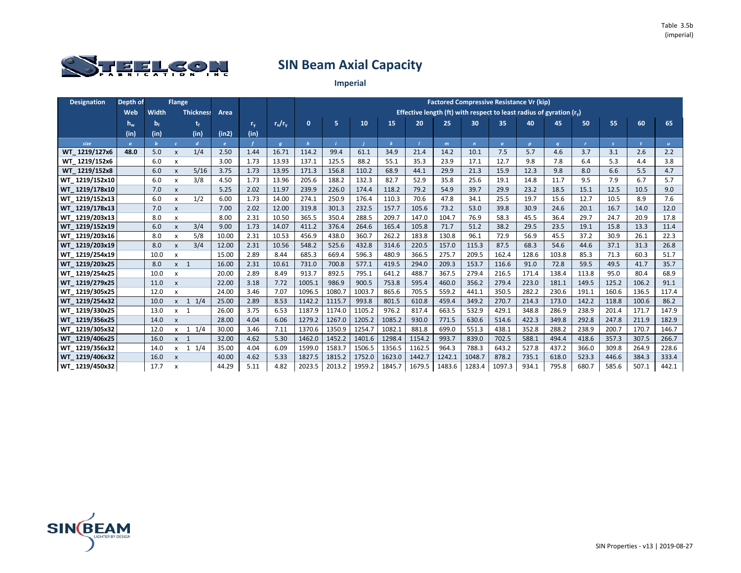Table 3.5b
(imperial)

# SIN Beam Axial Capacity

## Imperial

| Designation | Depth of Web | Flange | | | Area | | | Factored Compressive Resistance Vr (kip) | | | | | | | | | | | | | |
|---|---|---|---|---|---|---|---|---|---|---|---|---|---|---|---|---|---|---|---|---|---|
| | | | | | | | | Effective length (ft) with respect to least radius of gyration ($r_y$) | | | | | | | | | | | | | |
| | $h_w$ | Width $b_f$ | | Thickness $t_f$ | | $r_y$ | $r_x/r_y$ | 0 | 5 | 10 | 15 | 20 | 25 | 30 | 35 | 40 | 45 | 50 | 55 | 60 | 65 |
| | (in) | (in) | | (in) | (in2) | (in) | | | | | | | | | | | | | | | |
| size | a | b | c | d | e | f | g | h | i | j | k | l | m | n | o | p | q | r | s | t | u |
| WT_1219/127x6 | 48.0 | 5.0 | x | 1/4 | 2.50 | 1.44 | 16.71 | 114.2 | 99.4 | 61.1 | 34.9 | 21.4 | 14.2 | 10.1 | 7.5 | 5.7 | 4.6 | 3.7 | 3.1 | 2.6 | 2.2 |
| WT_1219/152x6 | | 6.0 | x | | 3.00 | 1.73 | 13.93 | 137.1 | 125.5 | 88.2 | 55.1 | 35.3 | 23.9 | 17.1 | 12.7 | 9.8 | 7.8 | 6.4 | 5.3 | 4.4 | 3.8 |
| WT_1219/152x8 | | 6.0 | x | 5/16 | 3.75 | 1.73 | 13.95 | 171.3 | 156.8 | 110.2 | 68.9 | 44.1 | 29.9 | 21.3 | 15.9 | 12.3 | 9.8 | 8.0 | 6.6 | 5.5 | 4.7 |
| WT_1219/152x10 | | 6.0 | x | 3/8 | 4.50 | 1.73 | 13.96 | 205.6 | 188.2 | 132.3 | 82.7 | 52.9 | 35.8 | 25.6 | 19.1 | 14.8 | 11.7 | 9.5 | 7.9 | 6.7 | 5.7 |
| WT_1219/178x10 | | 7.0 | x | | 5.25 | 2.02 | 11.97 | 239.9 | 226.0 | 174.4 | 118.2 | 79.2 | 54.9 | 39.7 | 29.9 | 23.2 | 18.5 | 15.1 | 12.5 | 10.5 | 9.0 |
| WT_1219/152x13 | | 6.0 | x | 1/2 | 6.00 | 1.73 | 14.00 | 274.1 | 250.9 | 176.4 | 110.3 | 70.6 | 47.8 | 34.1 | 25.5 | 19.7 | 15.6 | 12.7 | 10.5 | 8.9 | 7.6 |
| WT_1219/178x13 | | 7.0 | x | | 7.00 | 2.02 | 12.00 | 319.8 | 301.3 | 232.5 | 157.7 | 105.6 | 73.2 | 53.0 | 39.8 | 30.9 | 24.6 | 20.1 | 16.7 | 14.0 | 12.0 |
| WT_1219/203x13 | | 8.0 | x | | 8.00 | 2.31 | 10.50 | 365.5 | 350.4 | 288.5 | 209.7 | 147.0 | 104.7 | 76.9 | 58.3 | 45.5 | 36.4 | 29.7 | 24.7 | 20.9 | 17.8 |
| WT_1219/152x19 | | 6.0 | x | 3/4 | 9.00 | 1.73 | 14.07 | 411.2 | 376.4 | 264.6 | 165.4 | 105.8 | 71.7 | 51.2 | 38.2 | 29.5 | 23.5 | 19.1 | 15.8 | 13.3 | 11.4 |
| WT_1219/203x16 | | 8.0 | x | 5/8 | 10.00 | 2.31 | 10.53 | 456.9 | 438.0 | 360.7 | 262.2 | 183.8 | 130.8 | 96.1 | 72.9 | 56.9 | 45.5 | 37.2 | 30.9 | 26.1 | 22.3 |
| WT_1219/203x19 | | 8.0 | x | 3/4 | 12.00 | 2.31 | 10.56 | 548.2 | 525.6 | 432.8 | 314.6 | 220.5 | 157.0 | 115.3 | 87.5 | 68.3 | 54.6 | 44.6 | 37.1 | 31.3 | 26.8 |
| WT_1219/254x19 | | 10.0 | x | | 15.00 | 2.89 | 8.44 | 685.3 | 669.4 | 596.3 | 480.9 | 366.5 | 275.7 | 209.5 | 162.4 | 128.6 | 103.8 | 85.3 | 71.3 | 60.3 | 51.7 |
| WT_1219/203x25 | | 8.0 | x | 1 | 16.00 | 2.31 | 10.61 | 731.0 | 700.8 | 577.1 | 419.5 | 294.0 | 209.3 | 153.7 | 116.6 | 91.0 | 72.8 | 59.5 | 49.5 | 41.7 | 35.7 |
| WT_1219/254x25 | | 10.0 | x | | 20.00 | 2.89 | 8.49 | 913.7 | 892.5 | 795.1 | 641.2 | 488.7 | 367.5 | 279.4 | 216.5 | 171.4 | 138.4 | 113.8 | 95.0 | 80.4 | 68.9 |
| WT_1219/279x25 | | 11.0 | x | | 22.00 | 3.18 | 7.72 | 1005.1 | 986.9 | 900.5 | 753.8 | 595.4 | 460.0 | 356.2 | 279.4 | 223.0 | 181.1 | 149.5 | 125.2 | 106.2 | 91.1 |
| WT_1219/305x25 | | 12.0 | x | | 24.00 | 3.46 | 7.07 | 1096.5 | 1080.7 | 1003.7 | 865.6 | 705.5 | 559.2 | 441.1 | 350.5 | 282.2 | 230.6 | 191.1 | 160.6 | 136.5 | 117.4 |
| WT_1219/254x32 | | 10.0 | x | 1 1/4 | 25.00 | 2.89 | 8.53 | 1142.2 | 1115.7 | 993.8 | 801.5 | 610.8 | 459.4 | 349.2 | 270.7 | 214.3 | 173.0 | 142.2 | 118.8 | 100.6 | 86.2 |
| WT_1219/330x25 | | 13.0 | x | 1 | 26.00 | 3.75 | 6.53 | 1187.9 | 1174.0 | 1105.2 | 976.2 | 817.4 | 663.5 | 532.9 | 429.1 | 348.8 | 286.9 | 238.9 | 201.4 | 171.7 | 147.9 |
| WT_1219/356x25 | | 14.0 | x | | 28.00 | 4.04 | 6.06 | 1279.2 | 1267.0 | 1205.2 | 1085.2 | 930.0 | 771.5 | 630.6 | 514.6 | 422.3 | 349.8 | 292.8 | 247.8 | 211.9 | 182.9 |
| WT_1219/305x32 | | 12.0 | x | 1 1/4 | 30.00 | 3.46 | 7.11 | 1370.6 | 1350.9 | 1254.7 | 1082.1 | 881.8 | 699.0 | 551.3 | 438.1 | 352.8 | 288.2 | 238.9 | 200.7 | 170.7 | 146.7 |
| WT_1219/406x25 | | 16.0 | x | 1 | 32.00 | 4.62 | 5.30 | 1462.0 | 1452.2 | 1401.6 | 1298.4 | 1154.2 | 993.7 | 839.0 | 702.5 | 588.1 | 494.4 | 418.6 | 357.3 | 307.5 | 266.7 |
| WT_1219/356x32 | | 14.0 | x | 1 1/4 | 35.00 | 4.04 | 6.09 | 1599.0 | 1583.7 | 1506.5 | 1356.5 | 1162.5 | 964.3 | 788.3 | 643.2 | 527.8 | 437.2 | 366.0 | 309.8 | 264.9 | 228.6 |
| WT_1219/406x32 | | 16.0 | x | | 40.00 | 4.62 | 5.33 | 1827.5 | 1815.2 | 1752.0 | 1623.0 | 1442.7 | 1242.1 | 1048.7 | 878.2 | 735.1 | 618.0 | 523.3 | 446.6 | 384.3 | 333.4 |
| WT_1219/450x32 | | 17.7 | x | | 44.29 | 5.11 | 4.82 | 2023.5 | 2013.2 | 1959.2 | 1845.7 | 1679.5 | 1483.6 | 1283.4 | 1097.3 | 934.1 | 795.8 | 680.7 | 585.6 | 507.1 | 442.1 |

SIN Properties - v13 | 2019-08-27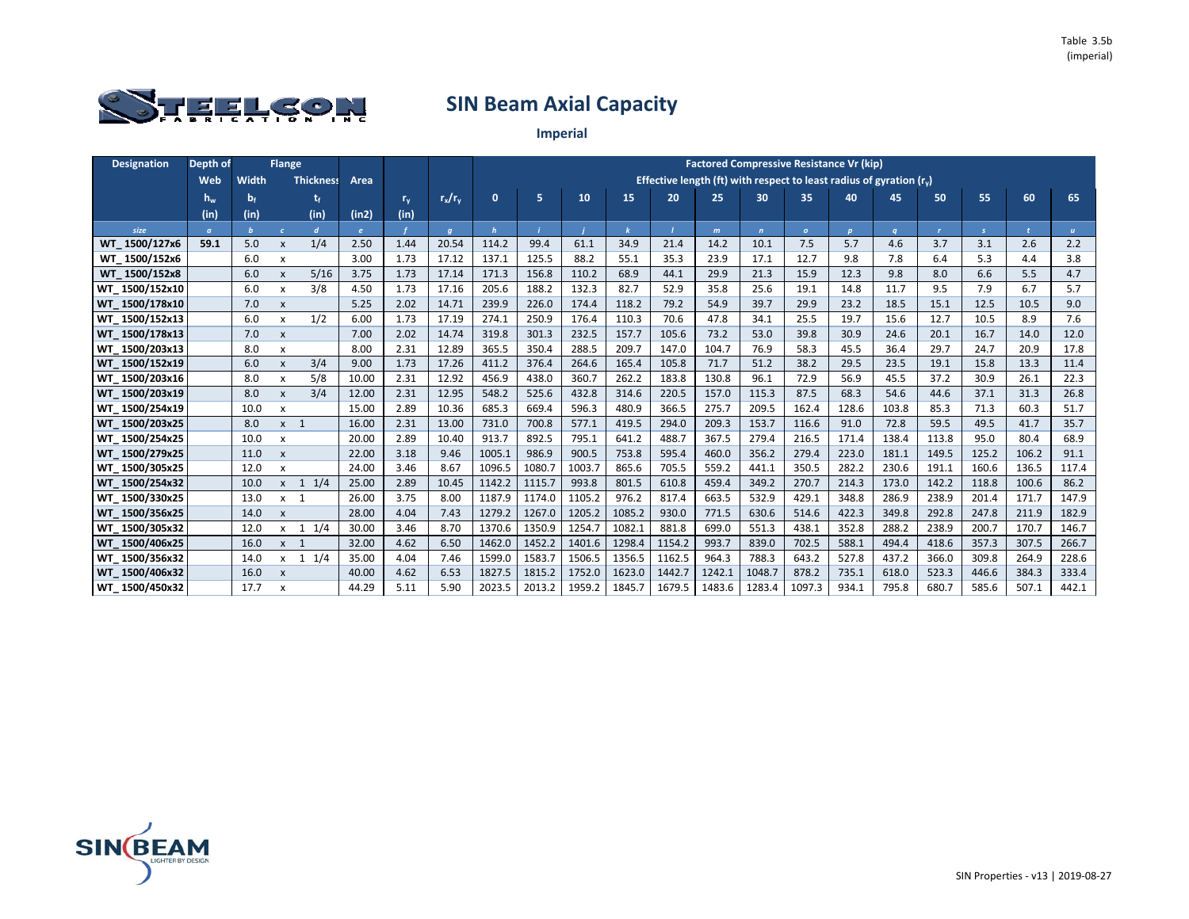Table 3.5b
(imperial)

# SIN Beam Axial Capacity

### Imperial

| Designation | Depth of Web | Flange Width | | Flange Thickness | Area | | | Factored Compressive Resistance Vr (kip) — Effective length (ft) with respect to least radius of gyration ($r_y$) | | | | | | | | | | | | | |
|---|---|---|---|---|---|---|---|---|---|---|---|---|---|---|---|---|---|---|---|---|---|
| | $h_w$ | $b_f$ | | $t_f$ | | $r_y$ | $r_x/r_y$ | 0 | 5 | 10 | 15 | 20 | 25 | 30 | 35 | 40 | 45 | 50 | 55 | 60 | 65 |
| | (in) | (in) | | (in) | (in2) | (in) | | | | | | | | | | | | | | | |
| *size* | *a* | *b* | *c* | *d* | *e* | *f* | *g* | *h* | *i* | *j* | *k* | *l* | *m* | *n* | *o* | *p* | *q* | *r* | *s* | *t* | *u* |
| WT_ 1500/127x6 | **59.1** | 5.0 | x | 1/4 | 2.50 | 1.44 | 20.54 | 114.2 | 99.4 | 61.1 | 34.9 | 21.4 | 14.2 | 10.1 | 7.5 | 5.7 | 4.6 | 3.7 | 3.1 | 2.6 | 2.2 |
| WT_ 1500/152x6 | | 6.0 | x | | 3.00 | 1.73 | 17.12 | 137.1 | 125.5 | 88.2 | 55.1 | 35.3 | 23.9 | 17.1 | 12.7 | 9.8 | 7.8 | 6.4 | 5.3 | 4.4 | 3.8 |
| WT_ 1500/152x8 | | 6.0 | x | 5/16 | 3.75 | 1.73 | 17.14 | 171.3 | 156.8 | 110.2 | 68.9 | 44.1 | 29.9 | 21.3 | 15.9 | 12.3 | 9.8 | 8.0 | 6.6 | 5.5 | 4.7 |
| WT_ 1500/152x10 | | 6.0 | x | 3/8 | 4.50 | 1.73 | 17.16 | 205.6 | 188.2 | 132.3 | 82.7 | 52.9 | 35.8 | 25.6 | 19.1 | 14.8 | 11.7 | 9.5 | 7.9 | 6.7 | 5.7 |
| WT_ 1500/178x10 | | 7.0 | x | | 5.25 | 2.02 | 14.71 | 239.9 | 226.0 | 174.4 | 118.2 | 79.2 | 54.9 | 39.7 | 29.9 | 23.2 | 18.5 | 15.1 | 12.5 | 10.5 | 9.0 |
| WT_ 1500/152x13 | | 6.0 | x | 1/2 | 6.00 | 1.73 | 17.19 | 274.1 | 250.9 | 176.4 | 110.3 | 70.6 | 47.8 | 34.1 | 25.5 | 19.7 | 15.6 | 12.7 | 10.5 | 8.9 | 7.6 |
| WT_ 1500/178x13 | | 7.0 | x | | 7.00 | 2.02 | 14.74 | 319.8 | 301.3 | 232.5 | 157.7 | 105.6 | 73.2 | 53.0 | 39.8 | 30.9 | 24.6 | 20.1 | 16.7 | 14.0 | 12.0 |
| WT_ 1500/203x13 | | 8.0 | x | | 8.00 | 2.31 | 12.89 | 365.5 | 350.4 | 288.5 | 209.7 | 147.0 | 104.7 | 76.9 | 58.3 | 45.5 | 36.4 | 29.7 | 24.7 | 20.9 | 17.8 |
| WT_ 1500/152x19 | | 6.0 | x | 3/4 | 9.00 | 1.73 | 17.26 | 411.2 | 376.4 | 264.6 | 165.4 | 105.8 | 71.7 | 51.2 | 38.2 | 29.5 | 23.5 | 19.1 | 15.8 | 13.3 | 11.4 |
| WT_ 1500/203x16 | | 8.0 | x | 5/8 | 10.00 | 2.31 | 12.92 | 456.9 | 438.0 | 360.7 | 262.2 | 183.8 | 130.8 | 96.1 | 72.9 | 56.9 | 45.5 | 37.2 | 30.9 | 26.1 | 22.3 |
| WT_ 1500/203x19 | | 8.0 | x | 3/4 | 12.00 | 2.31 | 12.95 | 548.2 | 525.6 | 432.8 | 314.6 | 220.5 | 157.0 | 115.3 | 87.5 | 68.3 | 54.6 | 44.6 | 37.1 | 31.3 | 26.8 |
| WT_ 1500/254x19 | | 10.0 | x | | 15.00 | 2.89 | 10.36 | 685.3 | 669.4 | 596.3 | 480.9 | 366.5 | 275.7 | 209.5 | 162.4 | 128.6 | 103.8 | 85.3 | 71.3 | 60.3 | 51.7 |
| WT_ 1500/203x25 | | 8.0 | x | 1 | 16.00 | 2.31 | 13.00 | 731.0 | 700.8 | 577.1 | 419.5 | 294.0 | 209.3 | 153.7 | 116.6 | 91.0 | 72.8 | 59.5 | 49.5 | 41.7 | 35.7 |
| WT_ 1500/254x25 | | 10.0 | x | | 20.00 | 2.89 | 10.40 | 913.7 | 892.5 | 795.1 | 641.2 | 488.7 | 367.5 | 279.4 | 216.5 | 171.4 | 138.4 | 113.8 | 95.0 | 80.4 | 68.9 |
| WT_ 1500/279x25 | | 11.0 | x | | 22.00 | 3.18 | 9.46 | 1005.1 | 986.9 | 900.5 | 753.8 | 595.4 | 460.0 | 356.2 | 279.4 | 223.0 | 181.1 | 149.5 | 125.2 | 106.2 | 91.1 |
| WT_ 1500/305x25 | | 12.0 | x | | 24.00 | 3.46 | 8.67 | 1096.5 | 1080.7 | 1003.7 | 865.6 | 705.5 | 559.2 | 441.1 | 350.5 | 282.2 | 230.6 | 191.1 | 160.6 | 136.5 | 117.4 |
| WT_ 1500/254x32 | | 10.0 | x | 1 1/4 | 25.00 | 2.89 | 10.45 | 1142.2 | 1115.7 | 993.8 | 801.5 | 610.8 | 459.4 | 349.2 | 270.7 | 214.3 | 173.0 | 142.2 | 118.8 | 100.6 | 86.2 |
| WT_ 1500/330x25 | | 13.0 | x | 1 | 26.00 | 3.75 | 8.00 | 1187.9 | 1174.0 | 1105.2 | 976.2 | 817.4 | 663.5 | 532.9 | 429.1 | 348.8 | 286.9 | 238.9 | 201.4 | 171.7 | 147.9 |
| WT_ 1500/356x25 | | 14.0 | x | | 28.00 | 4.04 | 7.43 | 1279.2 | 1267.0 | 1205.2 | 1085.2 | 930.0 | 771.5 | 630.6 | 514.6 | 422.3 | 349.8 | 292.8 | 247.8 | 211.9 | 182.9 |
| WT_ 1500/305x32 | | 12.0 | x | 1 1/4 | 30.00 | 3.46 | 8.70 | 1370.6 | 1350.9 | 1254.7 | 1082.1 | 881.8 | 699.0 | 551.3 | 438.1 | 352.8 | 288.2 | 238.9 | 200.7 | 170.7 | 146.7 |
| WT_ 1500/406x25 | | 16.0 | x | 1 | 32.00 | 4.62 | 6.50 | 1462.0 | 1452.2 | 1401.6 | 1298.4 | 1154.2 | 993.7 | 839.0 | 702.5 | 588.1 | 494.4 | 418.6 | 357.3 | 307.5 | 266.7 |
| WT_ 1500/356x32 | | 14.0 | x | 1 1/4 | 35.00 | 4.04 | 7.46 | 1599.0 | 1583.7 | 1506.5 | 1356.5 | 1162.5 | 964.3 | 788.3 | 643.2 | 527.8 | 437.2 | 366.0 | 309.8 | 264.9 | 228.6 |
| WT_ 1500/406x32 | | 16.0 | x | | 40.00 | 4.62 | 6.53 | 1827.5 | 1815.2 | 1752.0 | 1623.0 | 1442.7 | 1242.1 | 1048.7 | 878.2 | 735.1 | 618.0 | 523.3 | 446.6 | 384.3 | 333.4 |
| WT_ 1500/450x32 | | 17.7 | x | | 44.29 | 5.11 | 5.90 | 2023.5 | 2013.2 | 1959.2 | 1845.7 | 1679.5 | 1483.6 | 1283.4 | 1097.3 | 934.1 | 795.8 | 680.7 | 585.6 | 507.1 | 442.1 |

SIN Properties - v13 | 2019-08-27